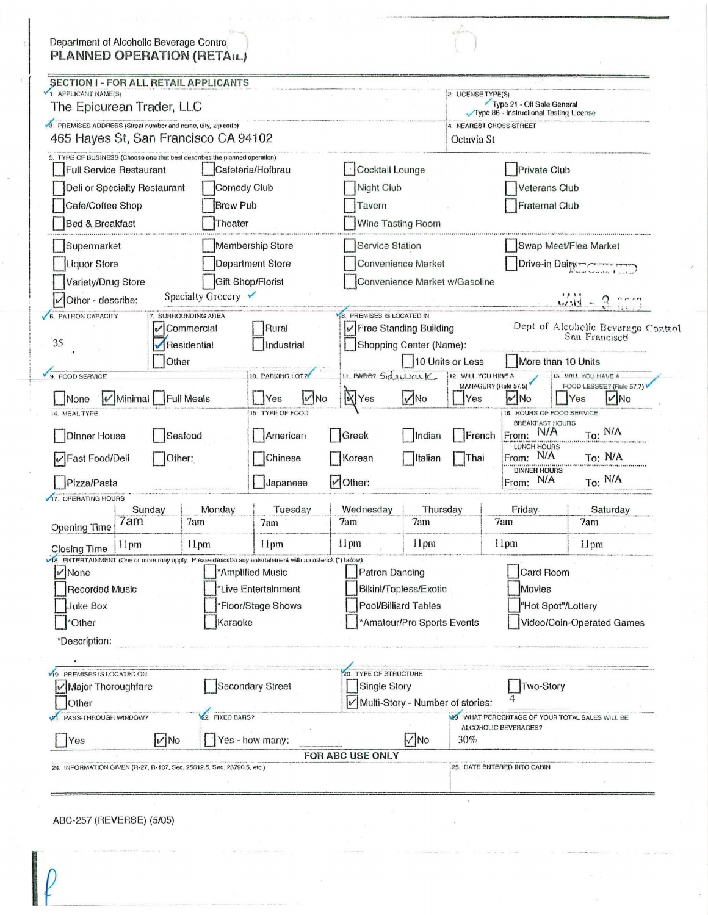Department of Alcoholic Beverage Control

# PLANNED OPERATION (RETAIL)

## SECTION I - FOR ALL RETAIL APPLICANTS

**1. APPLICANT NAME(S)**
The Epicurean Trader, LLC

**2. LICENSE TYPE(S)**
Type 21 - Off Sale General
Type 86 - Instructional Tasting License

**3. PREMISES ADDRESS (Street number and name, city, zip code)**
465 Hayes St, San Francisco CA 94102

**4. NEAREST CROSS STREET**
Octavia St

**5. TYPE OF BUSINESS (Choose one that best describes the planned operation)**

- [ ] Full Service Restaurant
- [ ] Cafeteria/Hofbrau
- [ ] Cocktail Lounge
- [ ] Private Club
- [ ] Deli or Specialty Restaurant
- [ ] Comedy Club
- [ ] Night Club
- [ ] Veterans Club
- [ ] Cafe/Coffee Shop
- [ ] Brew Pub
- [ ] Tavern
- [ ] Fraternal Club
- [ ] Bed & Breakfast
- [ ] Theater
- [ ] Wine Tasting Room
- [ ] Supermarket
- [ ] Membership Store
- [ ] Service Station
- [ ] Swap Meet/Flea Market
- [ ] Liquor Store
- [ ] Department Store
- [ ] Convenience Market
- [ ] Drive-in Dairy
- [ ] Variety/Drug Store
- [ ] Gift Shop/Florist
- [ ] Convenience Market w/Gasoline
- [x] Other - describe: Specialty Grocery

RECEIVED JAN - 3 2013 Dept of Alcoholic Beverage Control San Francisco

**6. PATRON CAPACITY**
35

**7. SURROUNDING AREA**
- [x] Commercial
- [ ] Rural
- [x] Residential
- [ ] Industrial
- [ ] Other

**8. PREMISES IS LOCATED IN**
- [x] Free Standing Building
- [ ] Shopping Center (Name):
- [ ] 10 Units or Less
- [ ] More than 10 Units

**9. FOOD SERVICE**
- [ ] None
- [x] Minimal
- [ ] Full Meals

**10. PARKING LOT?**
- [ ] Yes
- [x] No

**11. PATIO? Sidewalk**
- [x] Yes
- [x] No

**12. WILL YOU HIRE A MANAGER? (Rule 57.5)**
- [ ] Yes
- [x] No

**13. WILL YOU HAVE A FOOD LESSEE? (Rule 57.7)**
- [ ] Yes
- [x] No

**14. MEAL TYPE**
- [ ] Dinner House
- [ ] Seafood
- [x] Fast Food/Deli
- [ ] Other:
- [ ] Pizza/Pasta

**15. TYPE OF FOOD**
- [ ] American
- [ ] Greek
- [ ] Indian
- [ ] French
- [ ] Chinese
- [ ] Korean
- [ ] Italian
- [ ] Thai
- [ ] Japanese
- [x] Other:

**16. HOURS OF FOOD SERVICE**

| | From | To |
|---|---|---|
| Breakfast Hours | N/A | N/A |
| Lunch Hours | N/A | N/A |
| Dinner Hours | N/A | N/A |

**17. OPERATING HOURS**

| | Sunday | Monday | Tuesday | Wednesday | Thursday | Friday | Saturday |
|---|---|---|---|---|---|---|---|
| Opening Time | 7am | 7am | 7am | 7am | 7am | 7am | 7am |
| Closing Time | 11pm | 11pm | 11pm | 11pm | 11pm | 11pm | 11pm |

**18. ENTERTAINMENT** (One or more may apply. Please describe any entertainment with an asterisk (*) below)

- [x] None
- [ ] *Amplified Music
- [ ] Patron Dancing
- [ ] Card Room
- [ ] Recorded Music
- [ ] *Live Entertainment
- [ ] Bikini/Topless/Exotic
- [ ] Movies
- [ ] Juke Box
- [ ] *Floor/Stage Shows
- [ ] Pool/Billiard Tables
- [ ] "Hot Spot"/Lottery
- [ ] *Other
- [ ] Karaoke
- [ ] *Amateur/Pro Sports Events
- [ ] Video/Coin-Operated Games

*Description:

**19. PREMISES IS LOCATED ON**
- [x] Major Thoroughfare
- [ ] Secondary Street
- [ ] Other

**20. TYPE OF STRUCTURE**
- [ ] Single Story
- [ ] Two-Story
- [x] Multi-Story - Number of stories: 4

**21. PASS-THROUGH WINDOW?**
- [ ] Yes
- [x] No

**22. FIXED BARS?**
- [ ] Yes - how many:
- [x] No

**23. WHAT PERCENTAGE OF YOUR TOTAL SALES WILL BE ALCOHOLIC BEVERAGES?**
30%

### FOR ABC USE ONLY

**24. INFORMATION GIVEN (R-27, R-107, Sec. 25612.5, Sec. 23790.5, etc.)**

**25. DATE ENTERED INTO CABIN**

ABC-257 (REVERSE) (5/05)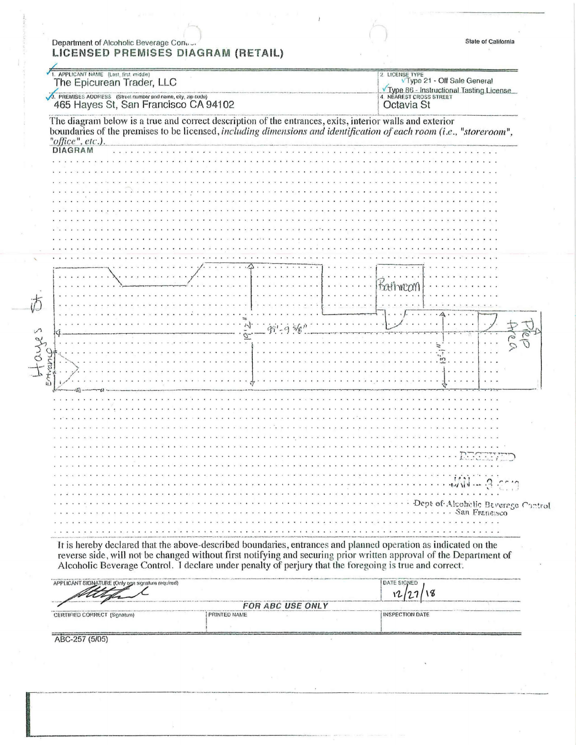Department of Alcoholic Beverage Control

State of California

## LICENSED PREMISES DIAGRAM (RETAIL)

| | |
|---|---|
| 1. APPLICANT NAME (Last, first, middle) The Epicurean Trader, LLC | 2. LICENSE TYPE ✓Type 21 - Off Sale General ✓Type 86 - Instructional Tasting License |
| 3. PREMISES ADDRESS (Street number and name, city, zip code) 465 Hayes St, San Francisco CA 94102 | 4. NEAREST CROSS STREET Octavia St |

The diagram below is a true and correct description of the entrances, exits, interior walls and exterior boundaries of the premises to be licensed, *including dimensions and identification of each room (i.e., "storeroom", "office", etc.).*

**DIAGRAM**

Hayes St

Entrance

19'2"

99'-9 5/8"

Bathroom

13'-1"

Prep Area

RECEIVED

JAN - 3 2019

Dept of Alcoholic Beverage Control San Francisco

It is hereby declared that the above-described boundaries, entrances and planned operation as indicated on the reverse side, will not be changed without first notifying and securing prior written approval of the Department of Alcoholic Beverage Control. I declare under penalty of perjury that the foregoing is true and correct.

| | |
|---|---|
| APPLICANT SIGNATURE (Only one signature required) [signature] | DATE SIGNED 12/27/18 |

**FOR ABC USE ONLY**

| CERTIFIED CORRECT (Signature) | PRINTED NAME | INSPECTION DATE |
|---|---|---|
| | | |

ABC-257 (5/05)